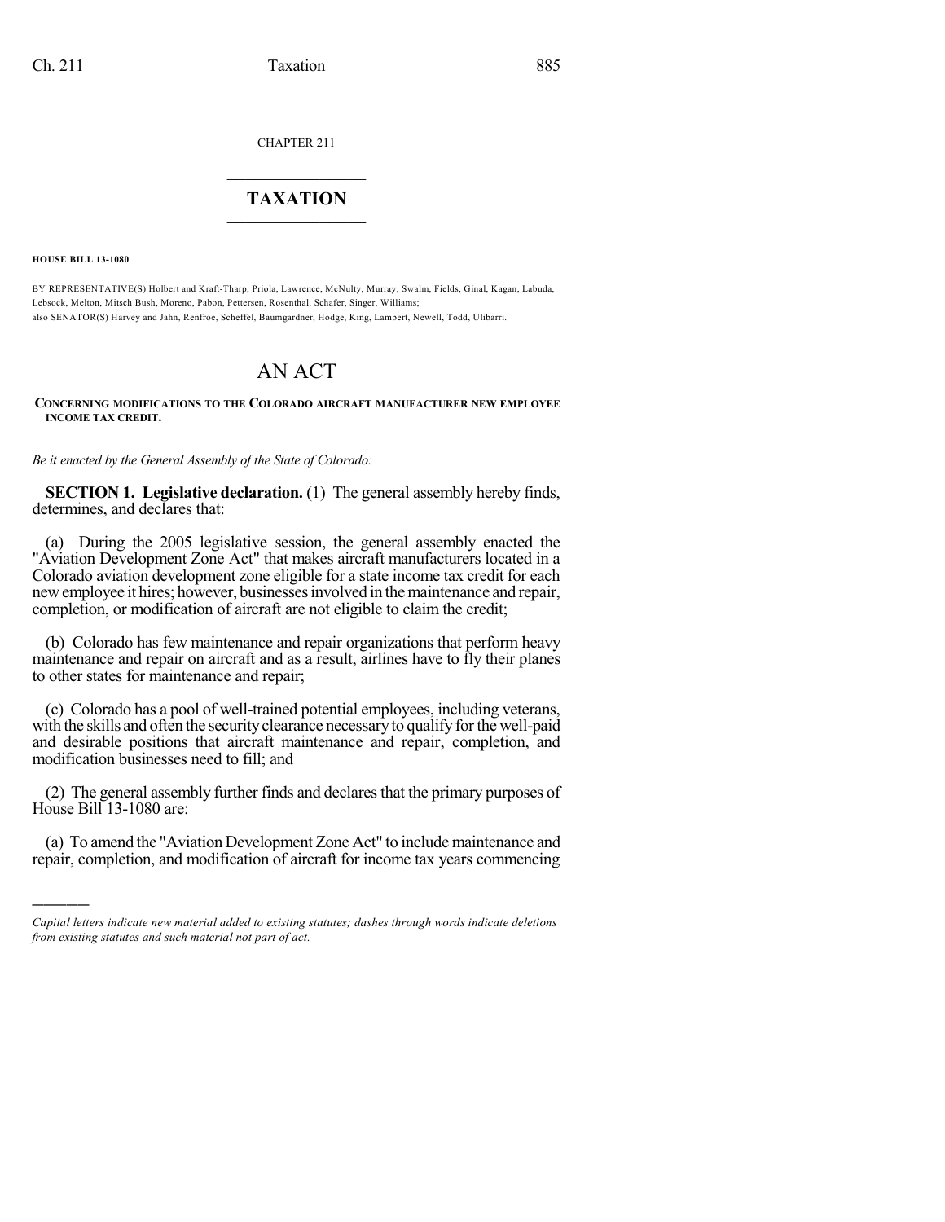CHAPTER 211

# TAXATION

**HOUSE BILL 13-1080**

BY REPRESENTATIVE(S) Holbert and Kraft-Tharp, Priola, Lawrence, McNulty, Murray, Swalm, Fields, Ginal, Kagan, Labuda, Lebsock, Melton, Mitsch Bush, Moreno, Pabon, Pettersen, Rosenthal, Schafer, Singer, Williams;
also SENATOR(S) Harvey and Jahn, Renfroe, Scheffel, Baumgardner, Hodge, King, Lambert, Newell, Todd, Ulibarri.

# AN ACT

**CONCERNING MODIFICATIONS TO THE COLORADO AIRCRAFT MANUFACTURER NEW EMPLOYEE INCOME TAX CREDIT.**

*Be it enacted by the General Assembly of the State of Colorado:*

**SECTION 1. Legislative declaration.** (1) The general assembly hereby finds, determines, and declares that:

(a) During the 2005 legislative session, the general assembly enacted the "Aviation Development Zone Act" that makes aircraft manufacturers located in a Colorado aviation development zone eligible for a state income tax credit for each new employee it hires; however, businesses involved in the maintenance and repair, completion, or modification of aircraft are not eligible to claim the credit;

(b) Colorado has few maintenance and repair organizations that perform heavy maintenance and repair on aircraft and as a result, airlines have to fly their planes to other states for maintenance and repair;

(c) Colorado has a pool of well-trained potential employees, including veterans, with the skills and often the security clearance necessary to qualify for the well-paid and desirable positions that aircraft maintenance and repair, completion, and modification businesses need to fill; and

(2) The general assembly further finds and declares that the primary purposes of House Bill 13-1080 are:

(a) To amend the "Aviation Development Zone Act" to include maintenance and repair, completion, and modification of aircraft for income tax years commencing

---

*Capital letters indicate new material added to existing statutes; dashes through words indicate deletions from existing statutes and such material not part of act.*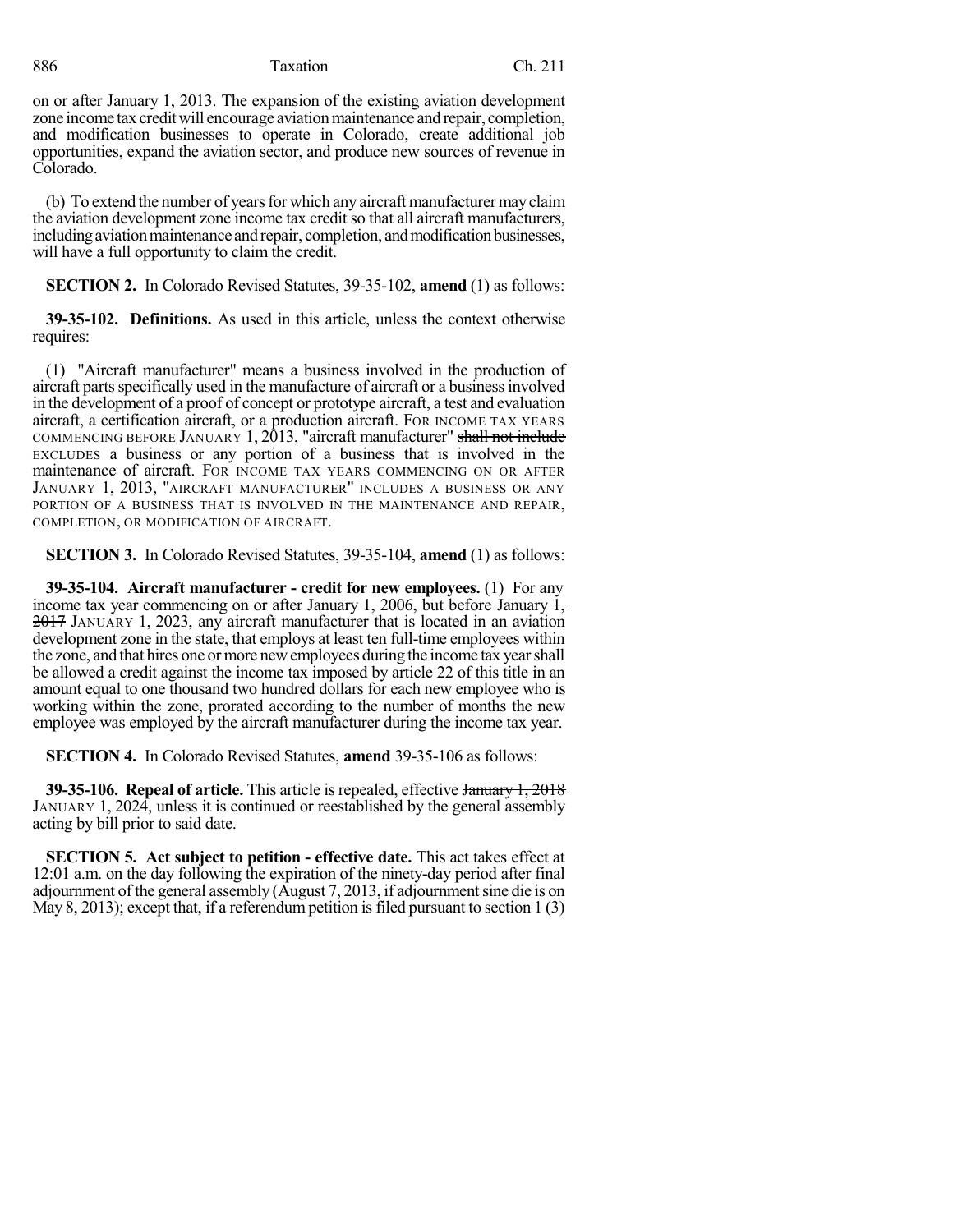on or after January 1, 2013. The expansion of the existing aviation development zone income tax credit will encourage aviation maintenance and repair, completion, and modification businesses to operate in Colorado, create additional job opportunities, expand the aviation sector, and produce new sources of revenue in Colorado.

(b) To extend the number of years for which any aircraft manufacturer may claim the aviation development zone income tax credit so that all aircraft manufacturers, including aviation maintenance and repair, completion, and modification businesses, will have a full opportunity to claim the credit.

**SECTION 2.** In Colorado Revised Statutes, 39-35-102, **amend** (1) as follows:

**39-35-102. Definitions.** As used in this article, unless the context otherwise requires:

(1) "Aircraft manufacturer" means a business involved in the production of aircraft parts specifically used in the manufacture of aircraft or a business involved in the development of a proof of concept or prototype aircraft, a test and evaluation aircraft, a certification aircraft, or a production aircraft. FOR INCOME TAX YEARS COMMENCING BEFORE JANUARY 1, 2013, "aircraft manufacturer" ~~shall not include~~ EXCLUDES a business or any portion of a business that is involved in the maintenance of aircraft. FOR INCOME TAX YEARS COMMENCING ON OR AFTER JANUARY 1, 2013, "AIRCRAFT MANUFACTURER" INCLUDES A BUSINESS OR ANY PORTION OF A BUSINESS THAT IS INVOLVED IN THE MAINTENANCE AND REPAIR, COMPLETION, OR MODIFICATION OF AIRCRAFT.

**SECTION 3.** In Colorado Revised Statutes, 39-35-104, **amend** (1) as follows:

**39-35-104. Aircraft manufacturer - credit for new employees.** (1) For any income tax year commencing on or after January 1, 2006, but before ~~January 1, 2017~~ JANUARY 1, 2023, any aircraft manufacturer that is located in an aviation development zone in the state, that employs at least ten full-time employees within the zone, and that hires one or more new employees during the income tax year shall be allowed a credit against the income tax imposed by article 22 of this title in an amount equal to one thousand two hundred dollars for each new employee who is working within the zone, prorated according to the number of months the new employee was employed by the aircraft manufacturer during the income tax year.

**SECTION 4.** In Colorado Revised Statutes, **amend** 39-35-106 as follows:

**39-35-106. Repeal of article.** This article is repealed, effective ~~January 1, 2018~~ JANUARY 1, 2024, unless it is continued or reestablished by the general assembly acting by bill prior to said date.

**SECTION 5. Act subject to petition - effective date.** This act takes effect at 12:01 a.m. on the day following the expiration of the ninety-day period after final adjournment of the general assembly (August 7, 2013, if adjournment sine die is on May 8, 2013); except that, if a referendum petition is filed pursuant to section 1 (3)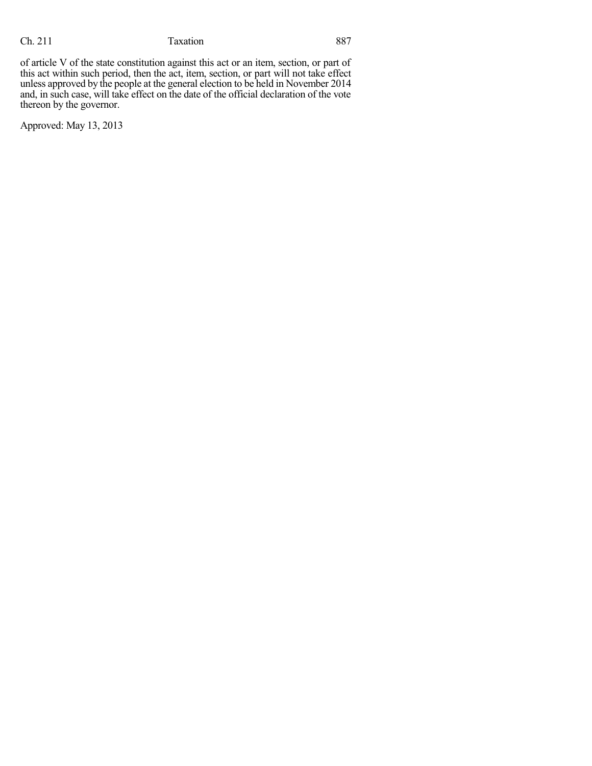of article V of the state constitution against this act or an item, section, or part of this act within such period, then the act, item, section, or part will not take effect unless approved by the people at the general election to be held in November 2014 and, in such case, will take effect on the date of the official declaration of the vote thereon by the governor.

Approved: May 13, 2013